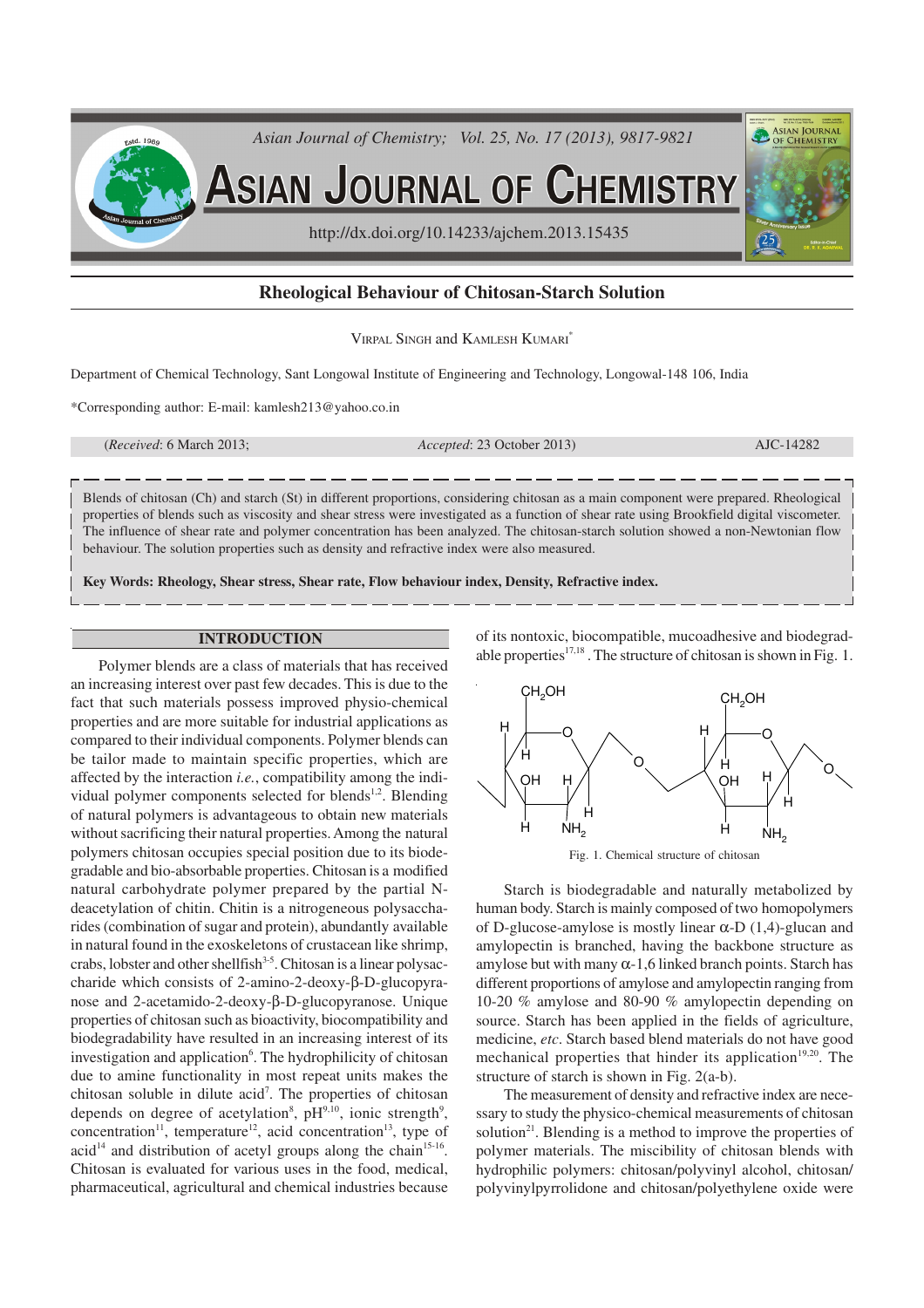# Rheological Behaviour of Chitosan-Starch Solution

VIRPAL SINGH and KAMLESH KUMARI*

Department of Chemical Technology, Sant Longowal Institute of Engineering and Technology, Longowal-148 106, India

*Corresponding author: E-mail: kamlesh213@yahoo.co.in

(*Received*: 6 March 2013; *Accepted*: 23 October 2013) AJC-14282

Blends of chitosan (Ch) and starch (St) in different proportions, considering chitosan as a main component were prepared. Rheological properties of blends such as viscosity and shear stress were investigated as a function of shear rate using Brookfield digital viscometer. The influence of shear rate and polymer concentration has been analyzed. The chitosan-starch solution showed a non-Newtonian flow behaviour. The solution properties such as density and refractive index were also measured.

**Key Words: Rheology, Shear stress, Shear rate, Flow behaviour index, Density, Refractive index.**

## INTRODUCTION

Polymer blends are a class of materials that has received an increasing interest over past few decades. This is due to the fact that such materials possess improved physio-chemical properties and are more suitable for industrial applications as compared to their individual components. Polymer blends can be tailor made to maintain specific properties, which are affected by the interaction *i.e.*, compatibility among the individual polymer components selected for blends[1,2]. Blending of natural polymers is advantageous to obtain new materials without sacrificing their natural properties. Among the natural polymers chitosan occupies special position due to its biodegradable and bio-absorbable properties. Chitosan is a modified natural carbohydrate polymer prepared by the partial N-deacetylation of chitin. Chitin is a nitrogeneous polysaccharides (combination of sugar and protein), abundantly available in natural found in the exoskeletons of crustacean like shrimp, crabs, lobster and other shellfish[3-5]. Chitosan is a linear polysaccharide which consists of 2-amino-2-deoxy-β-D-glucopyranose and 2-acetamido-2-deoxy-β-D-glucopyranose. Unique properties of chitosan such as bioactivity, biocompatibility and biodegradability have resulted in an increasing interest of its investigation and application[6]. The hydrophilicity of chitosan due to amine functionality in most repeat units makes the chitosan soluble in dilute acid[7]. The properties of chitosan depends on degree of acetylation[8], pH[9,10], ionic strength[9], concentration[11], temperature[12], acid concentration[13], type of acid[14] and distribution of acetyl groups along the chain[15-16]. Chitosan is evaluated for various uses in the food, medical, pharmaceutical, agricultural and chemical industries because of its nontoxic, biocompatible, mucoadhesive and biodegradable properties[17,18]. The structure of chitosan is shown in Fig. 1.

Fig. 1. Chemical structure of chitosan

Starch is biodegradable and naturally metabolized by human body. Starch is mainly composed of two homopolymers of D-glucose-amylose is mostly linear α-D (1,4)-glucan and amylopectin is branched, having the backbone structure as amylose but with many α-1,6 linked branch points. Starch has different proportions of amylose and amylopectin ranging from 10-20 % amylose and 80-90 % amylopectin depending on source. Starch has been applied in the fields of agriculture, medicine, *etc*. Starch based blend materials do not have good mechanical properties that hinder its application[19,20]. The structure of starch is shown in Fig. 2(a-b).

The measurement of density and refractive index are necessary to study the physico-chemical measurements of chitosan solution[21]. Blending is a method to improve the properties of polymer materials. The miscibility of chitosan blends with hydrophilic polymers: chitosan/polyvinyl alcohol, chitosan/polyvinylpyrrolidone and chitosan/polyethylene oxide were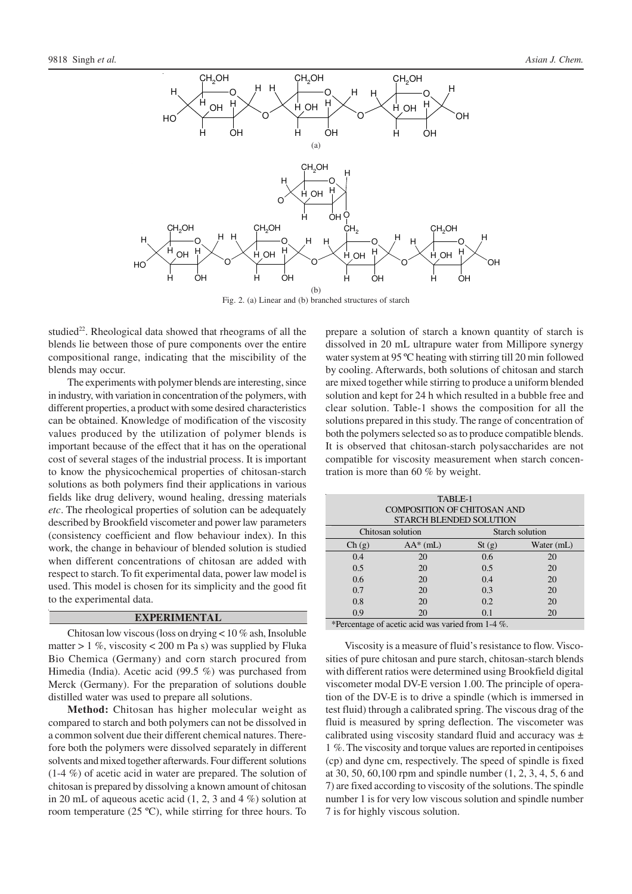Fig. 2. (a) Linear and (b) branched structures of starch

studied[22]. Rheological data showed that rheograms of all the blends lie between those of pure components over the entire compositional range, indicating that the miscibility of the blends may occur.

The experiments with polymer blends are interesting, since in industry, with variation in concentration of the polymers, with different properties, a product with some desired characteristics can be obtained. Knowledge of modification of the viscosity values produced by the utilization of polymer blends is important because of the effect that it has on the operational cost of several stages of the industrial process. It is important to know the physicochemical properties of chitosan-starch solutions as both polymers find their applications in various fields like drug delivery, wound healing, dressing materials *etc*. The rheological properties of solution can be adequately described by Brookfield viscometer and power law parameters (consistency coefficient and flow behaviour index). In this work, the change in behaviour of blended solution is studied when different concentrations of chitosan are added with respect to starch. To fit experimental data, power law model is used. This model is chosen for its simplicity and the good fit to the experimental data.

## EXPERIMENTAL

Chitosan low viscous (loss on drying < 10 % ash, Insoluble matter > 1 %, viscosity < 200 m Pa s) was supplied by Fluka Bio Chemica (Germany) and corn starch procured from Himedia (India). Acetic acid (99.5 %) was purchased from Merck (Germany). For the preparation of solutions double distilled water was used to prepare all solutions.

**Method:** Chitosan has higher molecular weight as compared to starch and both polymers can not be dissolved in a common solvent due their different chemical natures. Therefore both the polymers were dissolved separately in different solvents and mixed together afterwards. Four different solutions (1-4 %) of acetic acid in water are prepared. The solution of chitosan is prepared by dissolving a known amount of chitosan in 20 mL of aqueous acetic acid (1, 2, 3 and 4 %) solution at room temperature (25 ºC), while stirring for three hours. To prepare a solution of starch a known quantity of starch is dissolved in 20 mL ultrapure water from Millipore synergy water system at 95 ºC heating with stirring till 20 min followed by cooling. Afterwards, both solutions of chitosan and starch are mixed together while stirring to produce a uniform blended solution and kept for 24 h which resulted in a bubble free and clear solution. Table-1 shows the composition for all the solutions prepared in this study. The range of concentration of both the polymers selected so as to produce compatible blends. It is observed that chitosan-starch polysaccharides are not compatible for viscosity measurement when starch concentration is more than 60 % by weight.

TABLE-1
COMPOSITION OF CHITOSAN AND STARCH BLENDED SOLUTION

| Chitosan solution | | Starch solution | |
|---|---|---|---|
| Ch (g) | AA* (mL) | St (g) | Water (mL) |
| 0.4 | 20 | 0.6 | 20 |
| 0.5 | 20 | 0.5 | 20 |
| 0.6 | 20 | 0.4 | 20 |
| 0.7 | 20 | 0.3 | 20 |
| 0.8 | 20 | 0.2 | 20 |
| 0.9 | 20 | 0.1 | 20 |

*Percentage of acetic acid was varied from 1-4 %.

Viscosity is a measure of fluid's resistance to flow. Viscosities of pure chitosan and pure starch, chitosan-starch blends with different ratios were determined using Brookfield digital viscometer modal DV-E version 1.00. The principle of operation of the DV-E is to drive a spindle (which is immersed in test fluid) through a calibrated spring. The viscous drag of the fluid is measured by spring deflection. The viscometer was calibrated using viscosity standard fluid and accuracy was ± 1 %. The viscosity and torque values are reported in centipoises (cp) and dyne cm, respectively. The speed of spindle is fixed at 30, 50, 60,100 rpm and spindle number (1, 2, 3, 4, 5, 6 and 7) are fixed according to viscosity of the solutions. The spindle number 1 is for very low viscous solution and spindle number 7 is for highly viscous solution.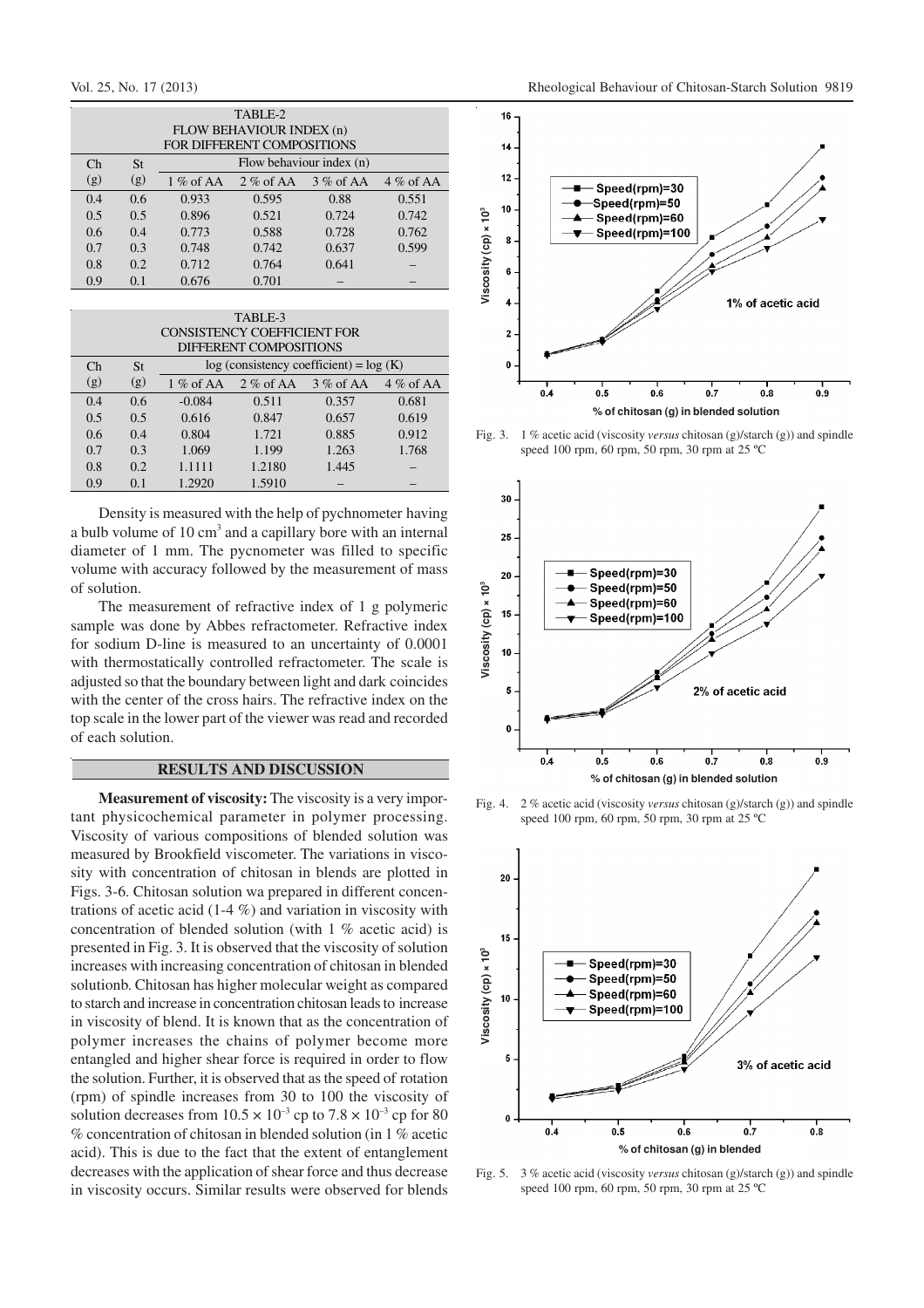TABLE-2
FLOW BEHAVIOUR INDEX (n)
FOR DIFFERENT COMPOSITIONS

| Ch (g) | St (g) | Flow behaviour index (n) | | | |
|---|---|---|---|---|---|
| | | 1 % of AA | 2 % of AA | 3 % of AA | 4 % of AA |
| 0.4 | 0.6 | 0.933 | 0.595 | 0.88 | 0.551 |
| 0.5 | 0.5 | 0.896 | 0.521 | 0.724 | 0.742 |
| 0.6 | 0.4 | 0.773 | 0.588 | 0.728 | 0.762 |
| 0.7 | 0.3 | 0.748 | 0.742 | 0.637 | 0.599 |
| 0.8 | 0.2 | 0.712 | 0.764 | 0.641 | – |
| 0.9 | 0.1 | 0.676 | 0.701 | – | – |

TABLE-3
CONSISTENCY COEFFICIENT FOR
DIFFERENT COMPOSITIONS

| Ch (g) | St (g) | log (consistency coefficient) = log (K) | | | |
|---|---|---|---|---|---|
| | | 1 % of AA | 2 % of AA | 3 % of AA | 4 % of AA |
| 0.4 | 0.6 | -0.084 | 0.511 | 0.357 | 0.681 |
| 0.5 | 0.5 | 0.616 | 0.847 | 0.657 | 0.619 |
| 0.6 | 0.4 | 0.804 | 1.721 | 0.885 | 0.912 |
| 0.7 | 0.3 | 1.069 | 1.199 | 1.263 | 1.768 |
| 0.8 | 0.2 | 1.1111 | 1.2180 | 1.445 | – |
| 0.9 | 0.1 | 1.2920 | 1.5910 | – | – |

Density is measured with the help of pychnometer having a bulb volume of 10 $cm^3$ and a capillary bore with an internal diameter of 1 mm. The pycnometer was filled to specific volume with accuracy followed by the measurement of mass of solution.

The measurement of refractive index of 1 g polymeric sample was done by Abbes refractometer. Refractive index for sodium D-line is measured to an uncertainty of 0.0001 with thermostatically controlled refractometer. The scale is adjusted so that the boundary between light and dark coincides with the center of the cross hairs. The refractive index on the top scale in the lower part of the viewer was read and recorded of each solution.

## RESULTS AND DISCUSSION

**Measurement of viscosity:** The viscosity is a very important physicochemical parameter in polymer processing. Viscosity of various compositions of blended solution was measured by Brookfield viscometer. The variations in viscosity with concentration of chitosan in blends are plotted in Figs. 3-6. Chitosan solution wa prepared in different concentrations of acetic acid (1-4 %) and variation in viscosity with concentration of blended solution (with 1 % acetic acid) is presented in Fig. 3. It is observed that the viscosity of solution increases with increasing concentration of chitosan in blended solutionb. Chitosan has higher molecular weight as compared to starch and increase in concentration chitosan leads to increase in viscosity of blend. It is known that as the concentration of polymer increases the chains of polymer become more entangled and higher shear force is required in order to flow the solution. Further, it is observed that as the speed of rotation (rpm) of spindle increases from 30 to 100 the viscosity of solution decreases from $10.5 \times 10^{-3}$ cp to $7.8 \times 10^{-3}$ cp for 80 % concentration of chitosan in blended solution (in 1 % acetic acid). This is due to the fact that the extent of entanglement decreases with the application of shear force and thus decrease in viscosity occurs. Similar results were observed for blends

Fig. 3. 1 % acetic acid (viscosity *versus* chitosan (g)/starch (g)) and spindle speed 100 rpm, 60 rpm, 50 rpm, 30 rpm at 25 ºC

Fig. 4. 2 % acetic acid (viscosity *versus* chitosan (g)/starch (g)) and spindle speed 100 rpm, 60 rpm, 50 rpm, 30 rpm at 25 ºC

Fig. 5. 3 % acetic acid (viscosity *versus* chitosan (g)/starch (g)) and spindle speed 100 rpm, 60 rpm, 50 rpm, 30 rpm at 25 ºC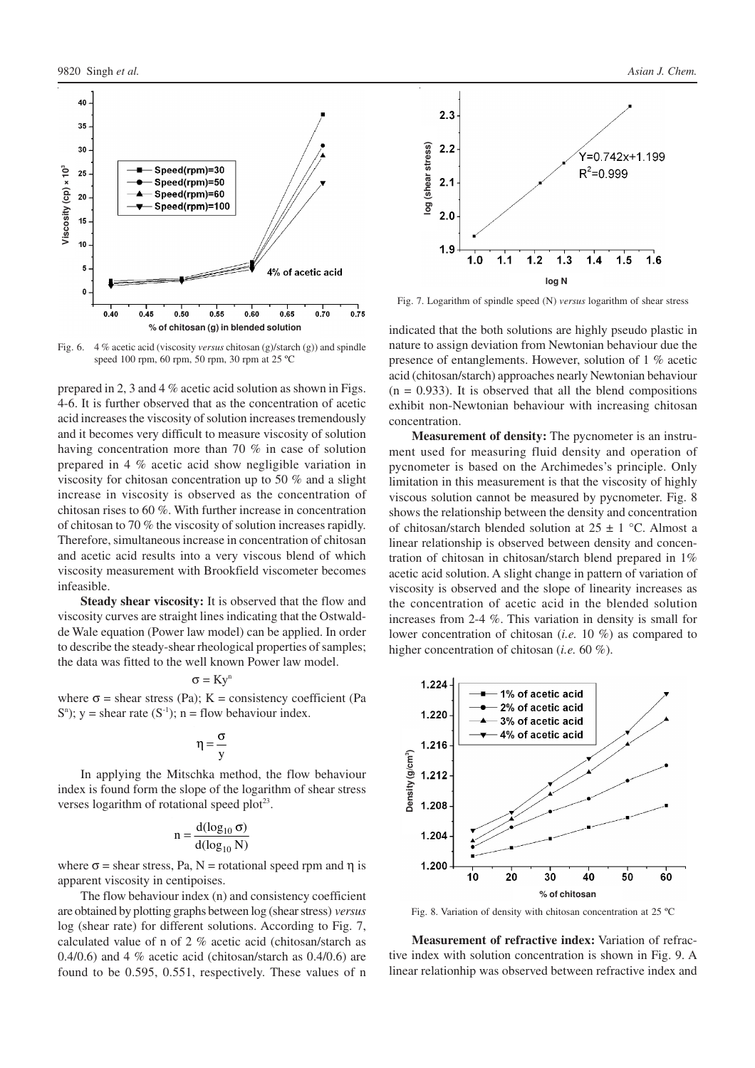Fig. 6. 4 % acetic acid (viscosity *versus* chitosan (g)/starch (g)) and spindle speed 100 rpm, 60 rpm, 50 rpm, 30 rpm at 25 ºC

prepared in 2, 3 and 4 % acetic acid solution as shown in Figs. 4-6. It is further observed that as the concentration of acetic acid increases the viscosity of solution increases tremendously and it becomes very difficult to measure viscosity of solution having concentration more than 70 % in case of solution prepared in 4 % acetic acid show negligible variation in viscosity for chitosan concentration up to 50 % and a slight increase in viscosity is observed as the concentration of chitosan rises to 60 %. With further increase in concentration of chitosan to 70 % the viscosity of solution increases rapidly. Therefore, simultaneous increase in concentration of chitosan and acetic acid results into a very viscous blend of which viscosity measurement with Brookfield viscometer becomes infeasible.

**Steady shear viscosity:** It is observed that the flow and viscosity curves are straight lines indicating that the Ostwald-de Wale equation (Power law model) can be applied. In order to describe the steady-shear rheological properties of samples; the data was fitted to the well known Power law model.

$$\sigma = Ky^n$$

where $\sigma$ = shear stress (Pa); K = consistency coefficient (Pa $S^n$); y = shear rate ($S^{-1}$); n = flow behaviour index.

$$\eta = \frac{\sigma}{y}$$

In applying the Mitschka method, the flow behaviour index is found form the slope of the logarithm of shear stress verses logarithm of rotational speed plot[23].

$$n = \frac{d(\log_{10} \sigma)}{d(\log_{10} N)}$$

where $\sigma$ = shear stress, Pa, N = rotational speed rpm and $\eta$ is apparent viscosity in centipoises.

The flow behaviour index (n) and consistency coefficient are obtained by plotting graphs between log (shear stress) *versus* log (shear rate) for different solutions. According to Fig. 7, calculated value of n of 2 % acetic acid (chitosan/starch as 0.4/0.6) and 4 % acetic acid (chitosan/starch as 0.4/0.6) are found to be 0.595, 0.551, respectively. These values of n

Fig. 7. Logarithm of spindle speed (N) *versus* logarithm of shear stress

indicated that the both solutions are highly pseudo plastic in nature to assign deviation from Newtonian behaviour due the presence of entanglements. However, solution of 1 % acetic acid (chitosan/starch) approaches nearly Newtonian behaviour (n = 0.933). It is observed that all the blend compositions exhibit non-Newtonian behaviour with increasing chitosan concentration.

**Measurement of density:** The pycnometer is an instrument used for measuring fluid density and operation of pycnometer is based on the Archimedes's principle. Only limitation in this measurement is that the viscosity of highly viscous solution cannot be measured by pycnometer. Fig. 8 shows the relationship between the density and concentration of chitosan/starch blended solution at 25 ± 1 °C. Almost a linear relationship is observed between density and concentration of chitosan in chitosan/starch blend prepared in 1% acetic acid solution. A slight change in pattern of variation of viscosity is observed and the slope of linearity increases as the concentration of acetic acid in the blended solution increases from 2-4 %. This variation in density is small for lower concentration of chitosan (*i.e.* 10 %) as compared to higher concentration of chitosan (*i.e.* 60 %).

Fig. 8. Variation of density with chitosan concentration at 25 ºC

**Measurement of refractive index:** Variation of refractive index with solution concentration is shown in Fig. 9. A linear relationhip was observed between refractive index and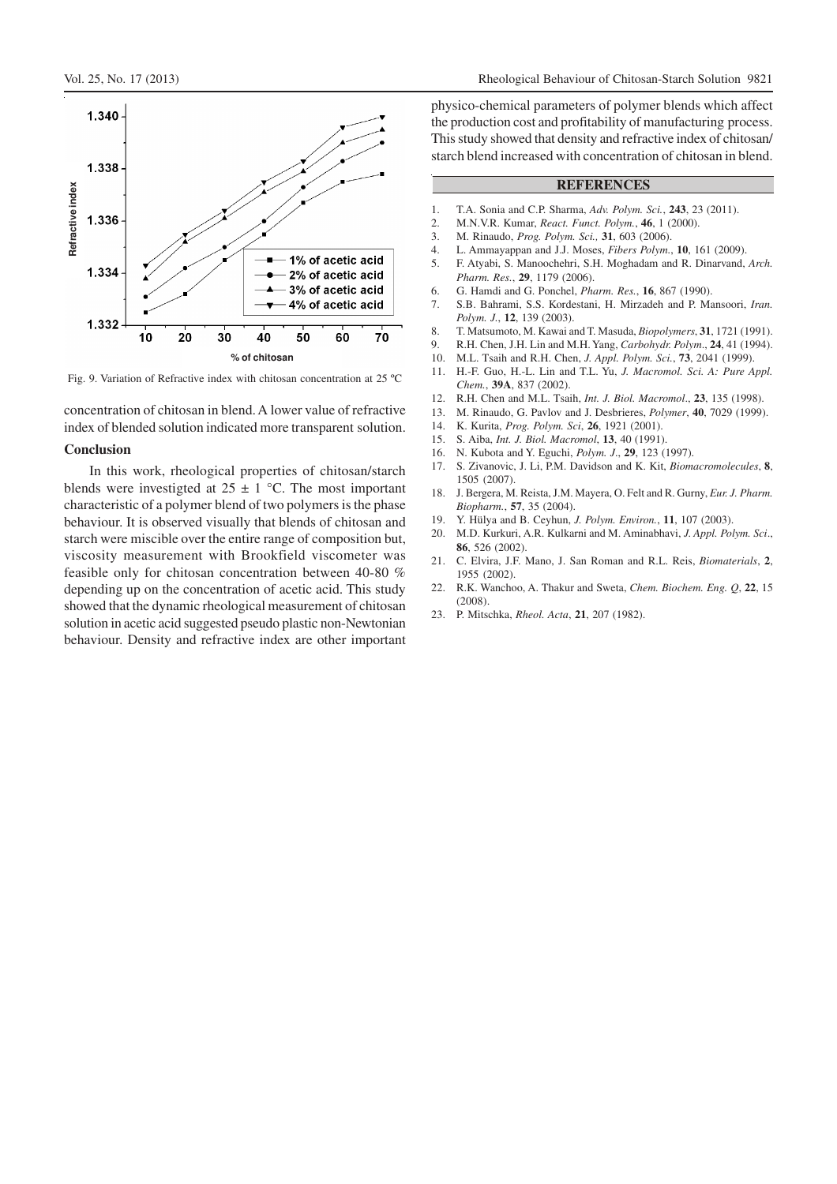1.340
1.338
1.336
1.334
1.332
Refractive index
10 20 30 40 50 60 70
% of chitosan
1% of acetic acid
2% of acetic acid
3% of acetic acid
4% of acetic acid

Fig. 9. Variation of Refractive index with chitosan concentration at 25 ºC

concentration of chitosan in blend. A lower value of refractive index of blended solution indicated more transparent solution.

### Conclusion

In this work, rheological properties of chitosan/starch blends were investigted at 25 ± 1 °C. The most important characteristic of a polymer blend of two polymers is the phase behaviour. It is observed visually that blends of chitosan and starch were miscible over the entire range of composition but, viscosity measurement with Brookfield viscometer was feasible only for chitosan concentration between 40-80 % depending up on the concentration of acetic acid. This study showed that the dynamic rheological measurement of chitosan solution in acetic acid suggested pseudo plastic non-Newtonian behaviour. Density and refractive index are other important physico-chemical parameters of polymer blends which affect the production cost and profitability of manufacturing process. This study showed that density and refractive index of chitosan/starch blend increased with concentration of chitosan in blend.

## REFERENCES

1. T.A. Sonia and C.P. Sharma, *Adv. Polym. Sci.*, **243**, 23 (2011).
2. M.N.V.R. Kumar, *React. Funct. Polym.*, **46**, 1 (2000).
3. M. Rinaudo, *Prog. Polym. Sci.,* **31**, 603 (2006).
4. L. Ammayappan and J.J. Moses, *Fibers Polym.*, **10**, 161 (2009).
5. F. Atyabi, S. Manoochehri, S.H. Moghadam and R. Dinarvand, *Arch. Pharm. Res.*, **29**, 1179 (2006).
6. G. Hamdi and G. Ponchel, *Pharm. Res.*, **16**, 867 (1990).
7. S.B. Bahrami, S.S. Kordestani, H. Mirzadeh and P. Mansoori, *Iran. Polym. J.*, **12**, 139 (2003).
8. T. Matsumoto, M. Kawai and T. Masuda, *Biopolymers*, **31**, 1721 (1991).
9. R.H. Chen, J.H. Lin and M.H. Yang, *Carbohydr. Polym*., **24**, 41 (1994).
10. M.L. Tsaih and R.H. Chen, *J. Appl. Polym. Sci.*, **73**, 2041 (1999).
11. H.-F. Guo, H.-L. Lin and T.L. Yu, *J. Macromol. Sci. A: Pure Appl. Chem.*, **39A**, 837 (2002).
12. R.H. Chen and M.L. Tsaih, *Int. J. Biol. Macromol*., **23**, 135 (1998).
13. M. Rinaudo, G. Pavlov and J. Desbrieres, *Polymer*, **40**, 7029 (1999).
14. K. Kurita, *Prog. Polym. Sci*, **26**, 1921 (2001).
15. S. Aiba, *Int. J. Biol. Macromol*, **13**, 40 (1991).
16. N. Kubota and Y. Eguchi, *Polym. J*., **29**, 123 (1997).
17. S. Zivanovic, J. Li, P.M. Davidson and K. Kit, *Biomacromolecules*, **8**, 1505 (2007).
18. J. Bergera, M. Reista, J.M. Mayera, O. Felt and R. Gurny, *Eur. J. Pharm. Biopharm.*, **57**, 35 (2004).
19. Y. Hülya and B. Ceyhun, *J. Polym. Environ.*, **11**, 107 (2003).
20. M.D. Kurkuri, A.R. Kulkarni and M. Aminabhavi, *J. Appl. Polym. Sci*., **86**, 526 (2002).
21. C. Elvira, J.F. Mano, J. San Roman and R.L. Reis, *Biomaterials*, **2**, 1955 (2002).
22. R.K. Wanchoo, A. Thakur and Sweta, *Chem. Biochem. Eng. Q*, **22**, 15 (2008).
23. P. Mitschka, *Rheol. Acta*, **21**, 207 (1982).